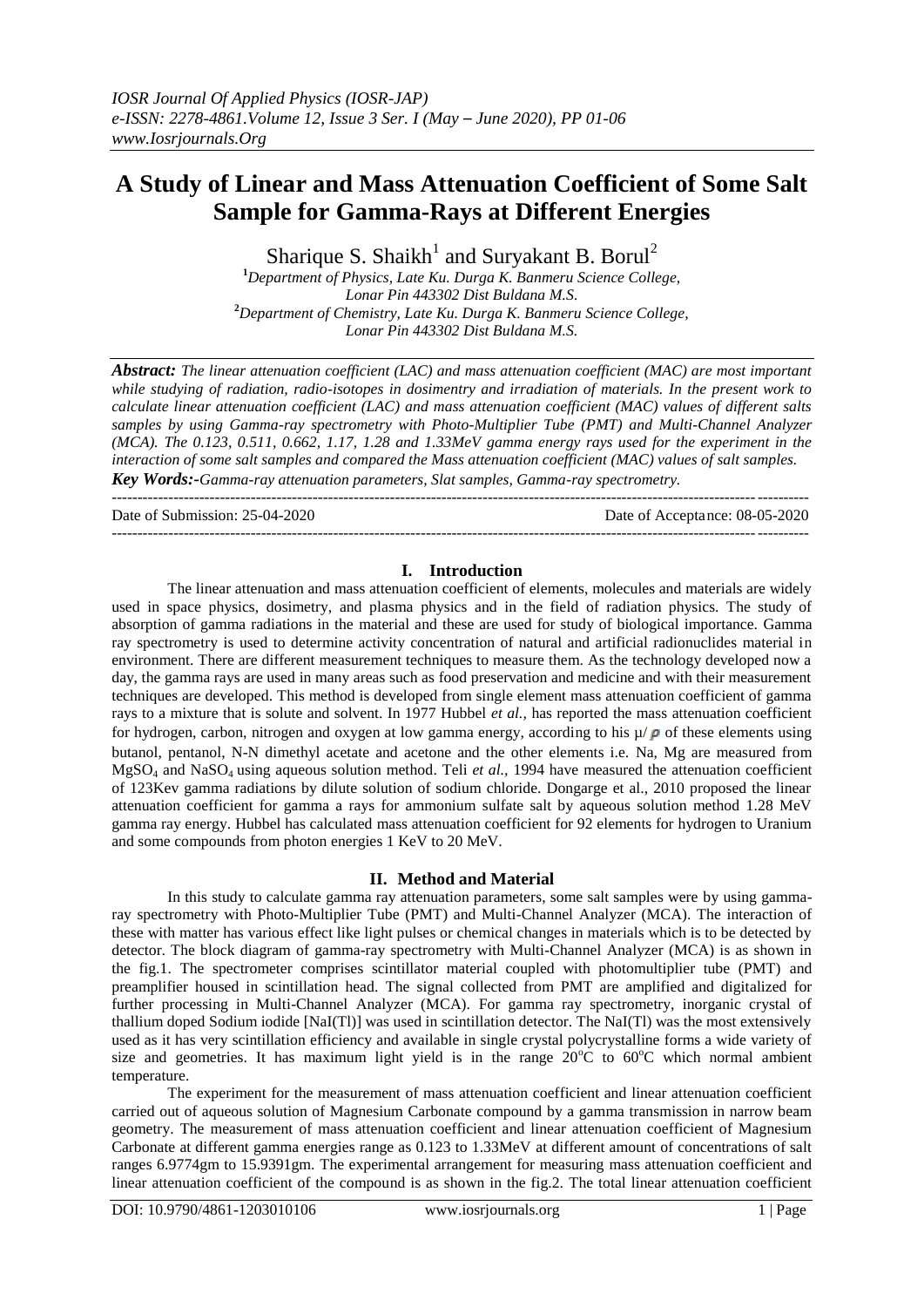# A Study of Linear and Mass Attenuation Coefficient of Some Salt Sample for Gamma-Rays at Different Energies

Sharique S. Shaikh[1] and Suryakant B. Borul[2]

[1]*Department of Physics, Late Ku. Durga K. Banmeru Science College, Lonar Pin 443302 Dist Buldana M.S.*
[2]*Department of Chemistry, Late Ku. Durga K. Banmeru Science College, Lonar Pin 443302 Dist Buldana M.S.*

***Abstract:*** *The linear attenuation coefficient (LAC) and mass attenuation coefficient (MAC) are most important while studying of radiation, radio-isotopes in dosimentry and irradiation of materials. In the present work to calculate linear attenuation coefficient (LAC) and mass attenuation coefficient (MAC) values of different salts samples by using Gamma-ray spectrometry with Photo-Multiplier Tube (PMT) and Multi-Channel Analyzer (MCA). The 0.123, 0.511, 0.662, 1.17, 1.28 and 1.33MeV gamma energy rays used for the experiment in the interaction of some salt samples and compared the Mass attenuation coefficient (MAC) values of salt samples.*

***Key Words:-****Gamma-ray attenuation parameters, Slat samples, Gamma-ray spectrometry.*

Date of Submission: 25-04-2020 Date of Acceptance: 08-05-2020

## I. Introduction

The linear attenuation and mass attenuation coefficient of elements, molecules and materials are widely used in space physics, dosimetry, and plasma physics and in the field of radiation physics. The study of absorption of gamma radiations in the material and these are used for study of biological importance. Gamma ray spectrometry is used to determine activity concentration of natural and artificial radionuclides material in environment. There are different measurement techniques to measure them. As the technology developed now a day, the gamma rays are used in many areas such as food preservation and medicine and with their measurement techniques are developed. This method is developed from single element mass attenuation coefficient of gamma rays to a mixture that is solute and solvent. In 1977 Hubbel *et al.,* has reported the mass attenuation coefficient for hydrogen, carbon, nitrogen and oxygen at low gamma energy, according to his $\mu/\rho$ of these elements using butanol, pentanol, N-N dimethyl acetate and acetone and the other elements i.e. Na, Mg are measured from $MgSO_4$ and $NaSO_4$ using aqueous solution method. Teli *et al.,* 1994 have measured the attenuation coefficient of 123Kev gamma radiations by dilute solution of sodium chloride. Dongarge et al., 2010 proposed the linear attenuation coefficient for gamma a rays for ammonium sulfate salt by aqueous solution method 1.28 MeV gamma ray energy. Hubbel has calculated mass attenuation coefficient for 92 elements for hydrogen to Uranium and some compounds from photon energies 1 KeV to 20 MeV.

## II. Method and Material

In this study to calculate gamma ray attenuation parameters, some salt samples were by using gamma-ray spectrometry with Photo-Multiplier Tube (PMT) and Multi-Channel Analyzer (MCA). The interaction of these with matter has various effect like light pulses or chemical changes in materials which is to be detected by detector. The block diagram of gamma-ray spectrometry with Multi-Channel Analyzer (MCA) is as shown in the fig.1. The spectrometer comprises scintillator material coupled with photomultiplier tube (PMT) and preamplifier housed in scintillation head. The signal collected from PMT are amplified and digitalized for further processing in Multi-Channel Analyzer (MCA). For gamma ray spectrometry, inorganic crystal of thallium doped Sodium iodide [NaI(Tl)] was used in scintillation detector. The NaI(Tl) was the most extensively used as it has very scintillation efficiency and available in single crystal polycrystalline forms a wide variety of size and geometries. It has maximum light yield is in the range $20^oC$ to $60^oC$ which normal ambient temperature.

The experiment for the measurement of mass attenuation coefficient and linear attenuation coefficient carried out of aqueous solution of Magnesium Carbonate compound by a gamma transmission in narrow beam geometry. The measurement of mass attenuation coefficient and linear attenuation coefficient of Magnesium Carbonate at different gamma energies range as 0.123 to 1.33MeV at different amount of concentrations of salt ranges 6.9774gm to 15.9391gm. The experimental arrangement for measuring mass attenuation coefficient and linear attenuation coefficient of the compound is as shown in the fig.2. The total linear attenuation coefficient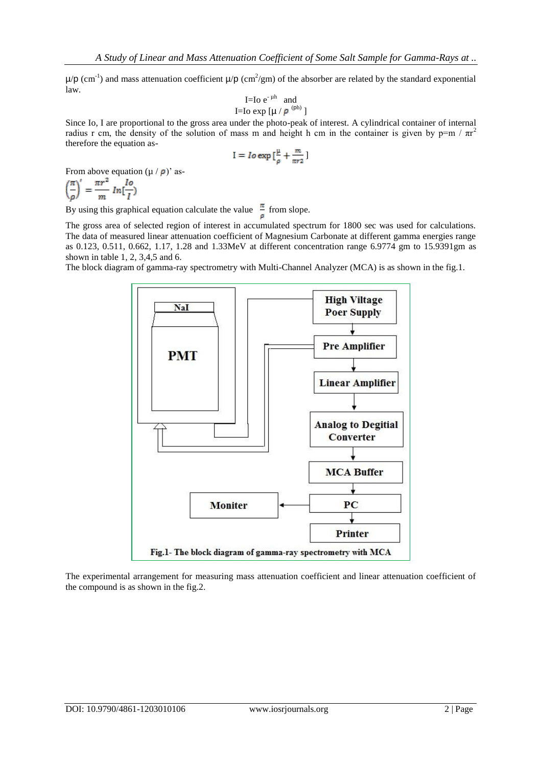$\mu/\rho$ ($cm^{-1}$) and mass attenuation coefficient $\mu/\rho$ ($cm^2/gm$) of the absorber are related by the standard exponential law.

$$I = Io\, e^{-\mu h} \quad \text{and}$$

$$I = Io \exp\left[\mu / \rho^{(ph)}\right]$$

Since Io, I are proportional to the gross area under the photo-peak of interest. A cylindrical container of internal radius r cm, the density of the solution of mass m and height h cm in the container is given by $p = m / \pi r^2$ therefore the equation as-

$$I = Io \exp\left[\frac{\mu}{\rho} + \frac{m}{\pi r2}\right]$$

From above equation $(\mu / \rho)'$ as-

$$\left(\frac{\pi}{\rho}\right)' = \frac{\pi r^2}{m}\, In\left[\frac{Io}{I}\right)$$

By using this graphical equation calculate the value $\frac{\pi}{\rho}$ from slope.

The gross area of selected region of interest in accumulated spectrum for 1800 sec was used for calculations. The data of measured linear attenuation coefficient of Magnesium Carbonate at different gamma energies range as 0.123, 0.511, 0.662, 1.17, 1.28 and 1.33MeV at different concentration range 6.9774 gm to 15.9391gm as shown in table 1, 2, 3,4,5 and 6.

The block diagram of gamma-ray spectrometry with Multi-Channel Analyzer (MCA) is as shown in the fig.1.

Fig.1- The block diagram of gamma-ray spectrometry with MCA

The experimental arrangement for measuring mass attenuation coefficient and linear attenuation coefficient of the compound is as shown in the fig.2.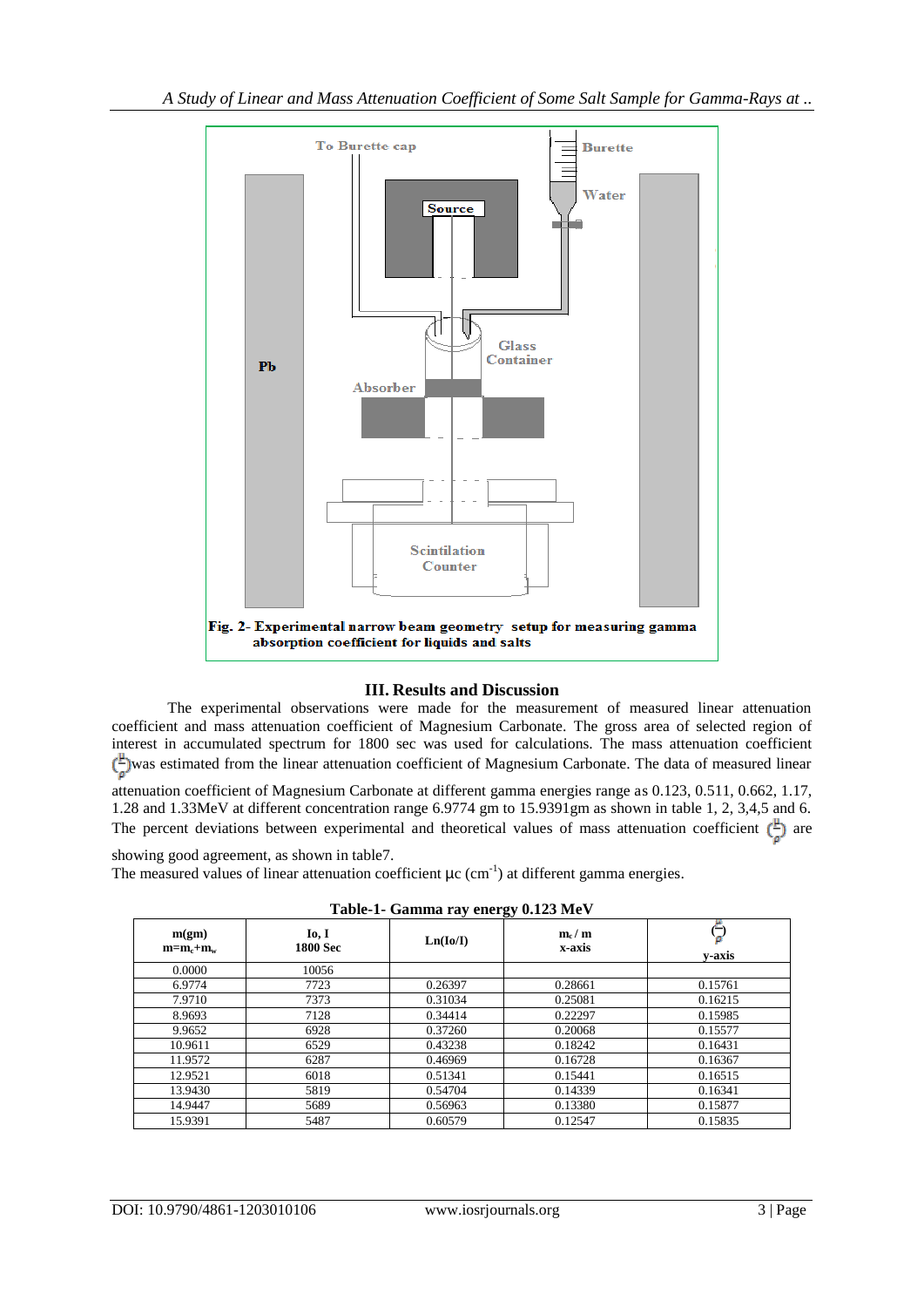Fig. 2- Experimental narrow beam geometry setup for measuring gamma absorption coefficient for liquids and salts

## III. Results and Discussion

The experimental observations were made for the measurement of measured linear attenuation coefficient and mass attenuation coefficient of Magnesium Carbonate. The gross area of selected region of interest in accumulated spectrum for 1800 sec was used for calculations. The mass attenuation coefficient $(\frac{\mu}{\rho})$ was estimated from the linear attenuation coefficient of Magnesium Carbonate. The data of measured linear attenuation coefficient of Magnesium Carbonate at different gamma energies range as 0.123, 0.511, 0.662, 1.17, 1.28 and 1.33MeV at different concentration range 6.9774 gm to 15.9391gm as shown in table 1, 2, 3,4,5 and 6. The percent deviations between experimental and theoretical values of mass attenuation coefficient $(\frac{\mu}{\rho})$ are showing good agreement, as shown in table7.

The measured values of linear attenuation coefficient $\mu c$ ($cm^{-1}$) at different gamma energies.

**Table-1- Gamma ray energy 0.123 MeV**

| m(gm) $m=m_c+m_w$ | Io, I 1800 Sec | Ln(Io/I) | $m_c$ / m x-axis | $(\frac{\mu}{\rho})$ y-axis |
|---|---|---|---|---|
| 0.0000 | 10056 | | | |
| 6.9774 | 7723 | 0.26397 | 0.28661 | 0.15761 |
| 7.9710 | 7373 | 0.31034 | 0.25081 | 0.16215 |
| 8.9693 | 7128 | 0.34414 | 0.22297 | 0.15985 |
| 9.9652 | 6928 | 0.37260 | 0.20068 | 0.15577 |
| 10.9611 | 6529 | 0.43238 | 0.18242 | 0.16431 |
| 11.9572 | 6287 | 0.46969 | 0.16728 | 0.16367 |
| 12.9521 | 6018 | 0.51341 | 0.15441 | 0.16515 |
| 13.9430 | 5819 | 0.54704 | 0.14339 | 0.16341 |
| 14.9447 | 5689 | 0.56963 | 0.13380 | 0.15877 |
| 15.9391 | 5487 | 0.60579 | 0.12547 | 0.15835 |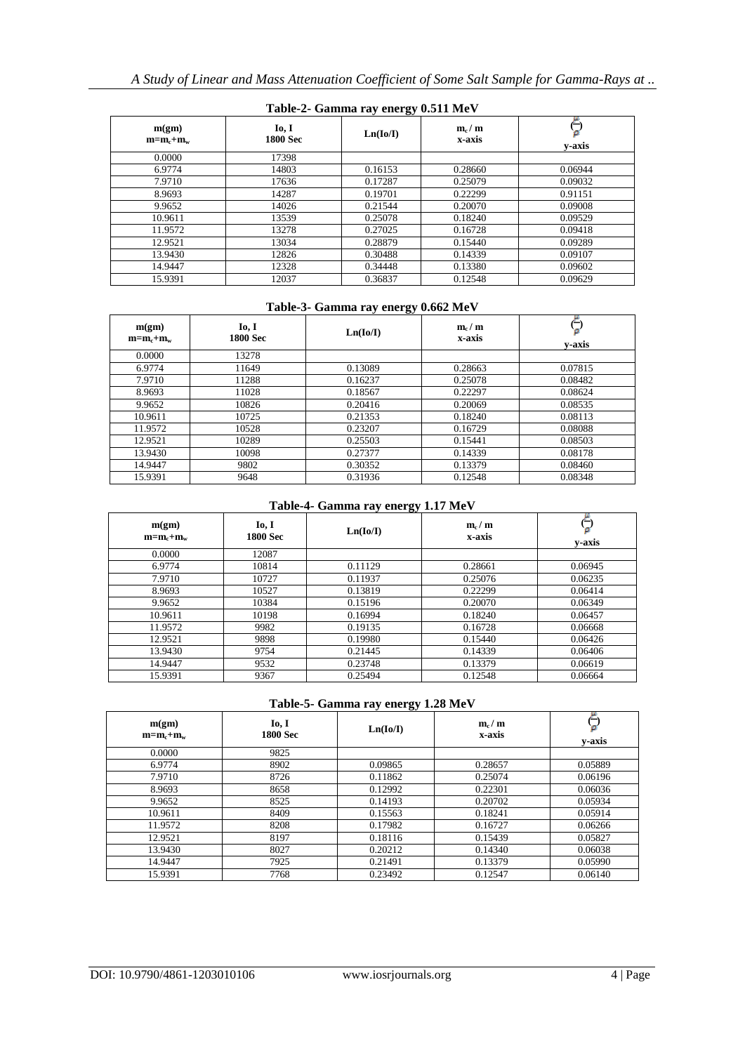**Table-2- Gamma ray energy 0.511 MeV**

| m(gm) $m=m_c+m_w$ | Io, I 1800 Sec | Ln(Io/I) | $m_c$ / m x-axis | y-axis |
|---|---|---|---|---|
| 0.0000 | 17398 | | | |
| 6.9774 | 14803 | 0.16153 | 0.28660 | 0.06944 |
| 7.9710 | 17636 | 0.17287 | 0.25079 | 0.09032 |
| 8.9693 | 14287 | 0.19701 | 0.22299 | 0.91151 |
| 9.9652 | 14026 | 0.21544 | 0.20070 | 0.09008 |
| 10.9611 | 13539 | 0.25078 | 0.18240 | 0.09529 |
| 11.9572 | 13278 | 0.27025 | 0.16728 | 0.09418 |
| 12.9521 | 13034 | 0.28879 | 0.15440 | 0.09289 |
| 13.9430 | 12826 | 0.30488 | 0.14339 | 0.09107 |
| 14.9447 | 12328 | 0.34448 | 0.13380 | 0.09602 |
| 15.9391 | 12037 | 0.36837 | 0.12548 | 0.09629 |

**Table-3- Gamma ray energy 0.662 MeV**

| m(gm) $m=m_c+m_w$ | Io, I 1800 Sec | Ln(Io/I) | $m_c$ / m x-axis | y-axis |
|---|---|---|---|---|
| 0.0000 | 13278 | | | |
| 6.9774 | 11649 | 0.13089 | 0.28663 | 0.07815 |
| 7.9710 | 11288 | 0.16237 | 0.25078 | 0.08482 |
| 8.9693 | 11028 | 0.18567 | 0.22297 | 0.08624 |
| 9.9652 | 10826 | 0.20416 | 0.20069 | 0.08535 |
| 10.9611 | 10725 | 0.21353 | 0.18240 | 0.08113 |
| 11.9572 | 10528 | 0.23207 | 0.16729 | 0.08088 |
| 12.9521 | 10289 | 0.25503 | 0.15441 | 0.08503 |
| 13.9430 | 10098 | 0.27377 | 0.14339 | 0.08178 |
| 14.9447 | 9802 | 0.30352 | 0.13379 | 0.08460 |
| 15.9391 | 9648 | 0.31936 | 0.12548 | 0.08348 |

**Table-4- Gamma ray energy 1.17 MeV**

| m(gm) $m=m_c+m_w$ | Io, I 1800 Sec | Ln(Io/I) | $m_c$ / m x-axis | y-axis |
|---|---|---|---|---|
| 0.0000 | 12087 | | | |
| 6.9774 | 10814 | 0.11129 | 0.28661 | 0.06945 |
| 7.9710 | 10727 | 0.11937 | 0.25076 | 0.06235 |
| 8.9693 | 10527 | 0.13819 | 0.22299 | 0.06414 |
| 9.9652 | 10384 | 0.15196 | 0.20070 | 0.06349 |
| 10.9611 | 10198 | 0.16994 | 0.18240 | 0.06457 |
| 11.9572 | 9982 | 0.19135 | 0.16728 | 0.06668 |
| 12.9521 | 9898 | 0.19980 | 0.15440 | 0.06426 |
| 13.9430 | 9754 | 0.21445 | 0.14339 | 0.06406 |
| 14.9447 | 9532 | 0.23748 | 0.13379 | 0.06619 |
| 15.9391 | 9367 | 0.25494 | 0.12548 | 0.06664 |

**Table-5- Gamma ray energy 1.28 MeV**

| m(gm) $m=m_c+m_w$ | Io, I 1800 Sec | Ln(Io/I) | $m_c$ / m x-axis | y-axis |
|---|---|---|---|---|
| 0.0000 | 9825 | | | |
| 6.9774 | 8902 | 0.09865 | 0.28657 | 0.05889 |
| 7.9710 | 8726 | 0.11862 | 0.25074 | 0.06196 |
| 8.9693 | 8658 | 0.12992 | 0.22301 | 0.06036 |
| 9.9652 | 8525 | 0.14193 | 0.20702 | 0.05934 |
| 10.9611 | 8409 | 0.15563 | 0.18241 | 0.05914 |
| 11.9572 | 8208 | 0.17982 | 0.16727 | 0.06266 |
| 12.9521 | 8197 | 0.18116 | 0.15439 | 0.05827 |
| 13.9430 | 8027 | 0.20212 | 0.14340 | 0.06038 |
| 14.9447 | 7925 | 0.21491 | 0.13379 | 0.05990 |
| 15.9391 | 7768 | 0.23492 | 0.12547 | 0.06140 |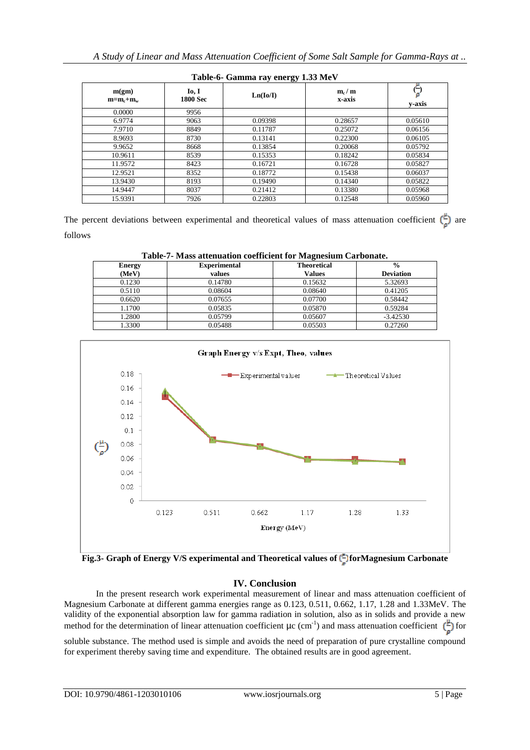**Table-6- Gamma ray energy 1.33 MeV**

| m(gm) $m=m_c+m_w$ | Io, I 1800 Sec | Ln(Io/I) | $m_c / m$ x-axis | $(\frac{\mu}{\rho})$ y-axis |
|---|---|---|---|---|
| 0.0000 | 9956 | | | |
| 6.9774 | 9063 | 0.09398 | 0.28657 | 0.05610 |
| 7.9710 | 8849 | 0.11787 | 0.25072 | 0.06156 |
| 8.9693 | 8730 | 0.13141 | 0.22300 | 0.06105 |
| 9.9652 | 8668 | 0.13854 | 0.20068 | 0.05792 |
| 10.9611 | 8539 | 0.15353 | 0.18242 | 0.05834 |
| 11.9572 | 8423 | 0.16721 | 0.16728 | 0.05827 |
| 12.9521 | 8352 | 0.18772 | 0.15438 | 0.06037 |
| 13.9430 | 8193 | 0.19490 | 0.14340 | 0.05822 |
| 14.9447 | 8037 | 0.21412 | 0.13380 | 0.05968 |
| 15.9391 | 7926 | 0.22803 | 0.12548 | 0.05960 |

The percent deviations between experimental and theoretical values of mass attenuation coefficient $(\frac{\mu}{\rho})$ are follows

**Table-7- Mass attenuation coefficient for Magnesium Carbonate.**

| Energy (MeV) | Experimental values | Theoretical Values | % Deviation |
|---|---|---|---|
| 0.1230 | 0.14780 | 0.15632 | 5.32693 |
| 0.5110 | 0.08604 | 0.08640 | 0.41205 |
| 0.6620 | 0.07655 | 0.07700 | 0.58442 |
| 1.1700 | 0.05835 | 0.05870 | 0.59284 |
| 1.2800 | 0.05799 | 0.05607 | -3.42530 |
| 1.3300 | 0.05488 | 0.05503 | 0.27260 |

**Fig.3- Graph of Energy V/S experimental and Theoretical values of $(\frac{\mu}{\rho})$ for Magnesium Carbonate**

## IV. Conclusion

In the present research work experimental measurement of linear and mass attenuation coefficient of Magnesium Carbonate at different gamma energies range as 0.123, 0.511, 0.662, 1.17, 1.28 and 1.33MeV. The validity of the exponential absorption law for gamma radiation in solution, also as in solids and provide a new method for the determination of linear attenuation coefficient $\mu c$ ($cm^{-1}$) and mass attenuation coefficient $(\frac{\mu}{\rho})$ for soluble substance. The method used is simple and avoids the need of preparation of pure crystalline compound for experiment thereby saving time and expenditure. The obtained results are in good agreement.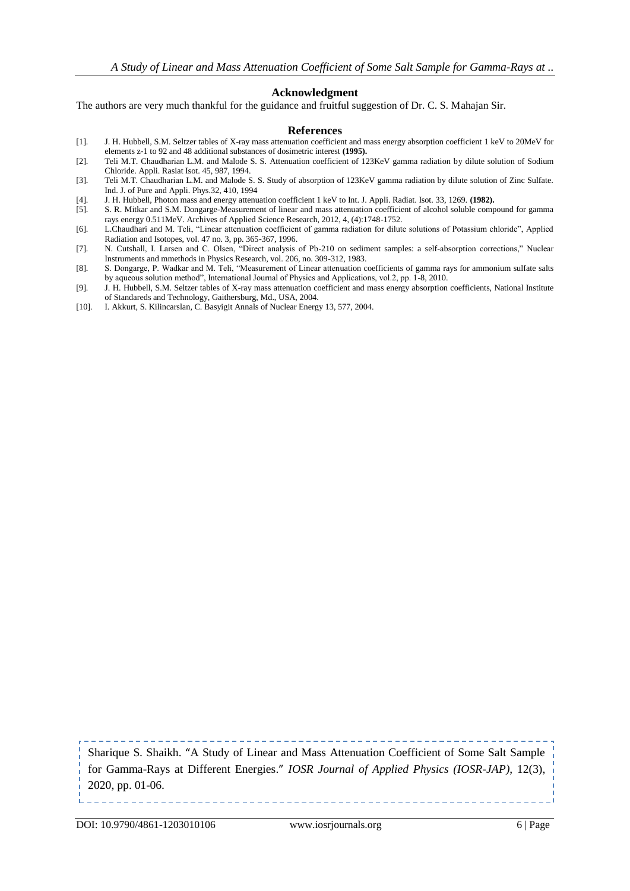## Acknowledgment

The authors are very much thankful for the guidance and fruitful suggestion of Dr. C. S. Mahajan Sir.

## References

[1]. J. H. Hubbell, S.M. Seltzer tables of X-ray mass attenuation coefficient and mass energy absorption coefficient 1 keV to 20MeV for elements z-1 to 92 and 48 additional substances of dosimetric interest **(1995).**

[2]. Teli M.T. Chaudharian L.M. and Malode S. S. Attenuation coefficient of 123KeV gamma radiation by dilute solution of Sodium Chloride. Appli. Rasiat Isot. 45, 987, 1994.

[3]. Teli M.T. Chaudharian L.M. and Malode S. S. Study of absorption of 123KeV gamma radiation by dilute solution of Zinc Sulfate. Ind. J. of Pure and Appli. Phys.32, 410, 1994

[4]. J. H. Hubbell, Photon mass and energy attenuation coefficient 1 keV to Int. J. Appli. Radiat. Isot. 33, 1269. **(1982).**

[5]. S. R. Mitkar and S.M. Dongarge-Measurement of linear and mass attenuation coefficient of alcohol soluble compound for gamma rays energy 0.511MeV. Archives of Applied Science Research, 2012, 4, (4):1748-1752.

[6]. L.Chaudhari and M. Teli, "Linear attenuation coefficient of gamma radiation for dilute solutions of Potassium chloride", Applied Radiation and Isotopes, vol. 47 no. 3, pp. 365-367, 1996.

[7]. N. Cutshall, I. Larsen and C. Olsen, "Direct analysis of Pb-210 on sediment samples: a self-absorption corrections," Nuclear Instruments and mmethods in Physics Research, vol. 206, no. 309-312, 1983.

[8]. S. Dongarge, P. Wadkar and M. Teli, "Measurement of Linear attenuation coefficients of gamma rays for ammonium sulfate salts by aqueous solution method", International Journal of Physics and Applications, vol.2, pp. 1-8, 2010.

[9]. J. H. Hubbell, S.M. Seltzer tables of X-ray mass attenuation coefficient and mass energy absorption coefficients, National Institute of Standareds and Technology, Gaithersburg, Md., USA, 2004.

[10]. I. Akkurt, S. Kilincarslan, C. Basyigit Annals of Nuclear Energy 13, 577, 2004.

Sharique S. Shaikh. "A Study of Linear and Mass Attenuation Coefficient of Some Salt Sample for Gamma-Rays at Different Energies." *IOSR Journal of Applied Physics (IOSR-JAP)*, 12(3), 2020, pp. 01-06.